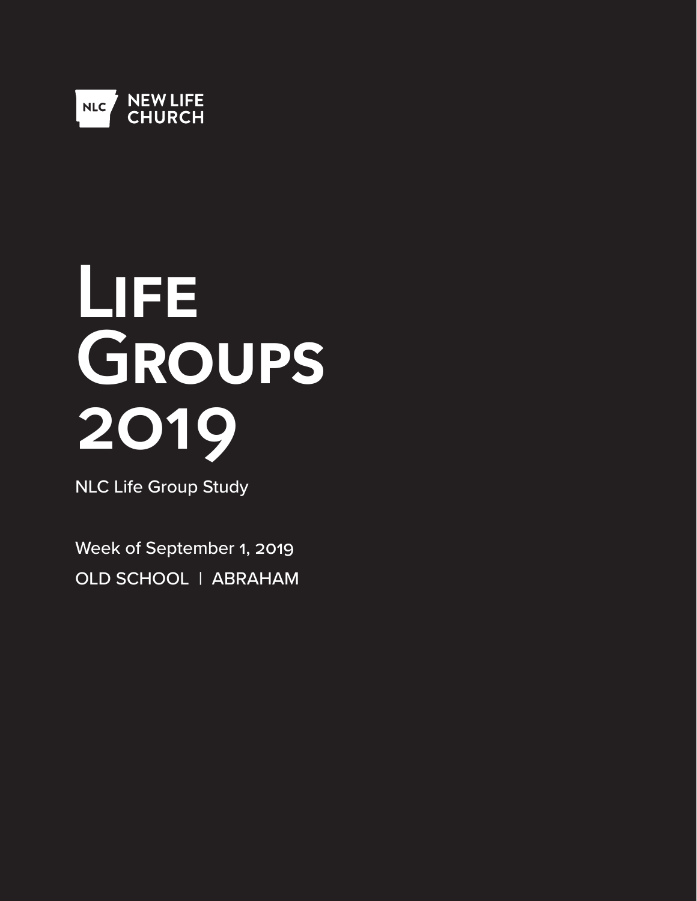NLC NEW LIFE CHURCH

# Life Groups 2019

NLC Life Group Study

Week of September 1, 2019

OLD SCHOOL | ABRAHAM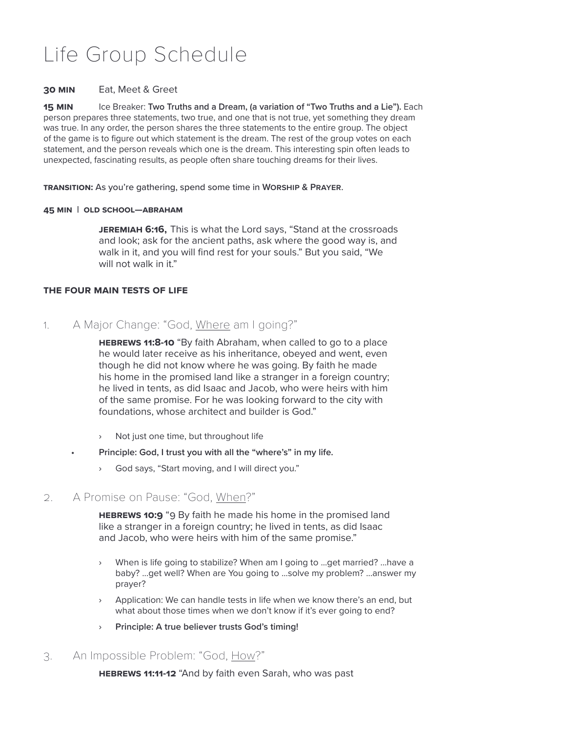# Life Group Schedule

**30 MIN** Eat, Meet & Greet

**15 MIN** Ice Breaker: **Two Truths and a Dream, (a variation of "Two Truths and a Lie").** Each person prepares three statements, two true, and one that is not true, yet something they dream was true. In any order, the person shares the three statements to the entire group. The object of the game is to figure out which statement is the dream. The rest of the group votes on each statement, and the person reveals which one is the dream. This interesting spin often leads to unexpected, fascinating results, as people often share touching dreams for their lives.

**TRANSITION:** As you're gathering, spend some time in **WORSHIP & PRAYER**.

**45 MIN | OLD SCHOOL—ABRAHAM**

> **JEREMIAH 6:16,** This is what the Lord says, "Stand at the crossroads and look; ask for the ancient paths, ask where the good way is, and walk in it, and you will find rest for your souls." But you said, "We will not walk in it."

**THE FOUR MAIN TESTS OF LIFE**

## 1. A Major Change: "God, Where am I going?"

> **HEBREWS 11:8-10** "By faith Abraham, when called to go to a place he would later receive as his inheritance, obeyed and went, even though he did not know where he was going. By faith he made his home in the promised land like a stranger in a foreign country; he lived in tents, as did Isaac and Jacob, who were heirs with him of the same promise. For he was looking forward to the city with foundations, whose architect and builder is God."

- › Not just one time, but throughout life
- **Principle: God, I trust you with all the "where's" in my life.**
  - › God says, "Start moving, and I will direct you."

## 2. A Promise on Pause: "God, When?"

> **HEBREWS 10:9** "9 By faith he made his home in the promised land like a stranger in a foreign country; he lived in tents, as did Isaac and Jacob, who were heirs with him of the same promise."

- › When is life going to stabilize? When am I going to ...get married? ...have a baby? ...get well? When are You going to ...solve my problem? ...answer my prayer?
- › Application: We can handle tests in life when we know there's an end, but what about those times when we don't know if it's ever going to end?
- › **Principle: A true believer trusts God's timing!**

## 3. An Impossible Problem: "God, How?"

> **HEBREWS 11:11-12** "And by faith even Sarah, who was past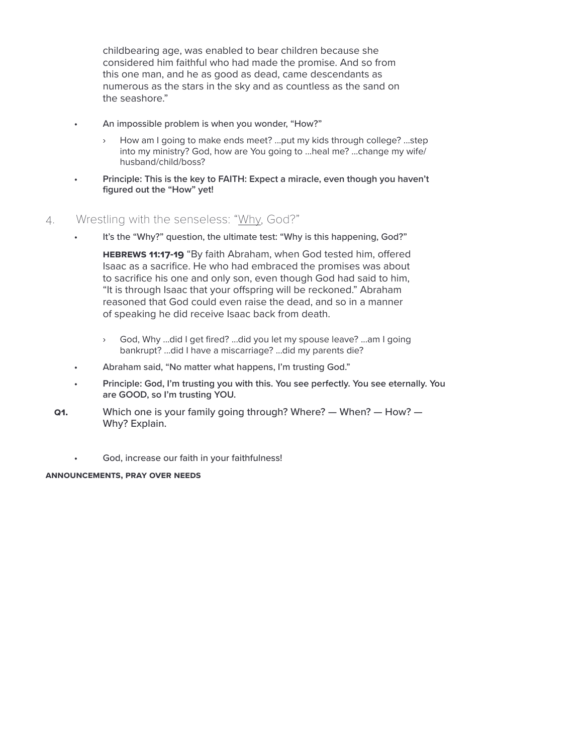childbearing age, was enabled to bear children because she considered him faithful who had made the promise. And so from this one man, and he as good as dead, came descendants as numerous as the stars in the sky and as countless as the sand on the seashore."

- An impossible problem is when you wonder, "How?"
  - How am I going to make ends meet? ...put my kids through college? ...step into my ministry? God, how are You going to ...heal me? ...change my wife/husband/child/boss?
- **Principle: This is the key to FAITH: Expect a miracle, even though you haven't figured out the "How" yet!**

## 4. Wrestling with the senseless: "<u>Why</u>, God?"

- It's the "Why?" question, the ultimate test: "Why is this happening, God?"

  **HEBREWS 11:17-19** "By faith Abraham, when God tested him, offered Isaac as a sacrifice. He who had embraced the promises was about to sacrifice his one and only son, even though God had said to him, "It is through Isaac that your offspring will be reckoned." Abraham reasoned that God could even raise the dead, and so in a manner of speaking he did receive Isaac back from death.

  - God, Why ...did I get fired? ...did you let my spouse leave? ...am I going bankrupt? ...did I have a miscarriage? ...did my parents die?
- Abraham said, "No matter what happens, I'm trusting God."
- **Principle: God, I'm trusting you with this. You see perfectly. You see eternally. You are GOOD, so I'm trusting YOU.**

**Q1.** Which one is your family going through? Where? — When? — How? — Why? Explain.

- God, increase our faith in your faithfulness!

**ANNOUNCEMENTS, PRAY OVER NEEDS**